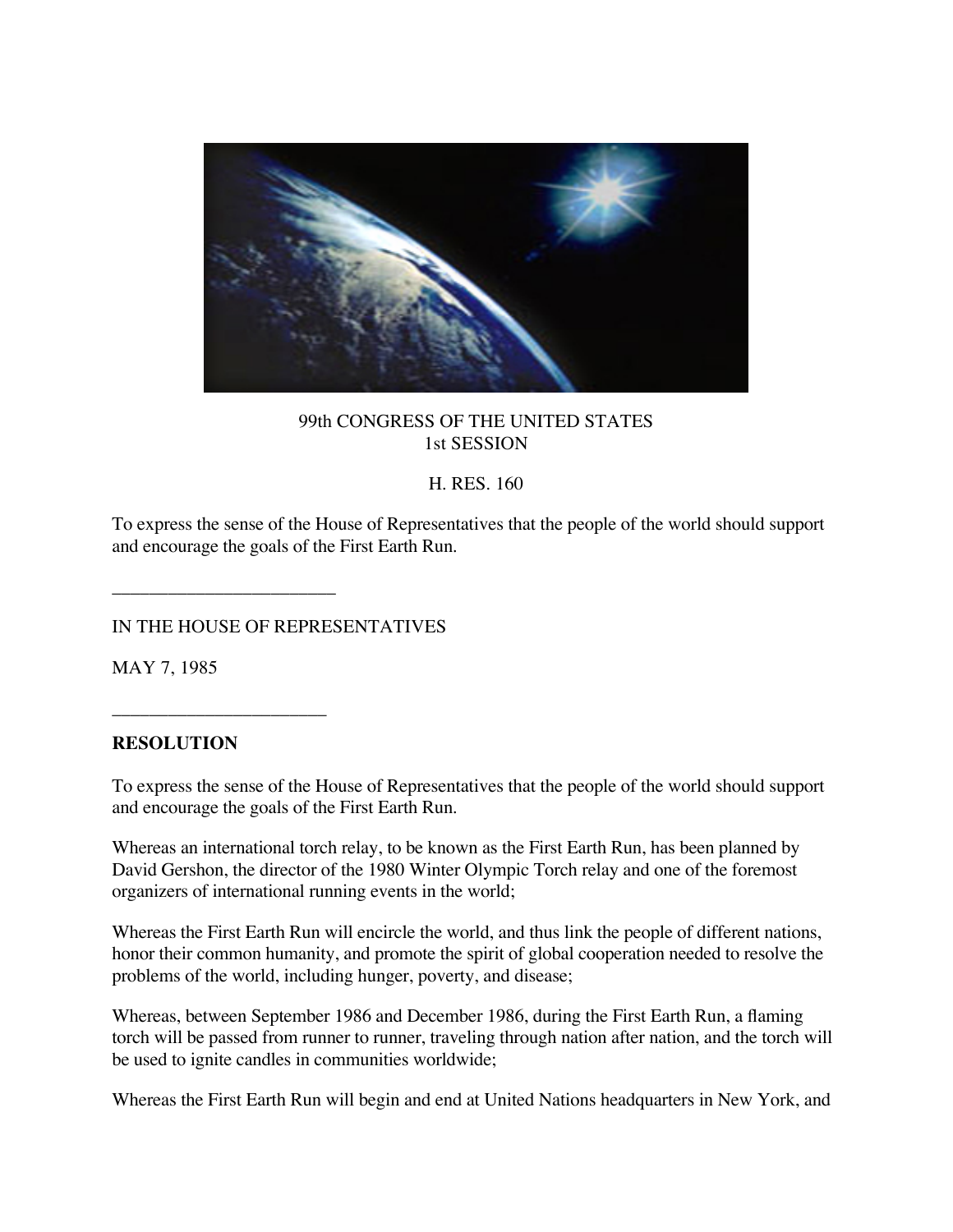99th CONGRESS OF THE UNITED STATES
1st SESSION

H. RES. 160

To express the sense of the House of Representatives that the people of the world should support and encourage the goals of the First Earth Run.

---

IN THE HOUSE OF REPRESENTATIVES

MAY 7, 1985

---

**RESOLUTION**

To express the sense of the House of Representatives that the people of the world should support and encourage the goals of the First Earth Run.

Whereas an international torch relay, to be known as the First Earth Run, has been planned by David Gershon, the director of the 1980 Winter Olympic Torch relay and one of the foremost organizers of international running events in the world;

Whereas the First Earth Run will encircle the world, and thus link the people of different nations, honor their common humanity, and promote the spirit of global cooperation needed to resolve the problems of the world, including hunger, poverty, and disease;

Whereas, between September 1986 and December 1986, during the First Earth Run, a flaming torch will be passed from runner to runner, traveling through nation after nation, and the torch will be used to ignite candles in communities worldwide;

Whereas the First Earth Run will begin and end at United Nations headquarters in New York, and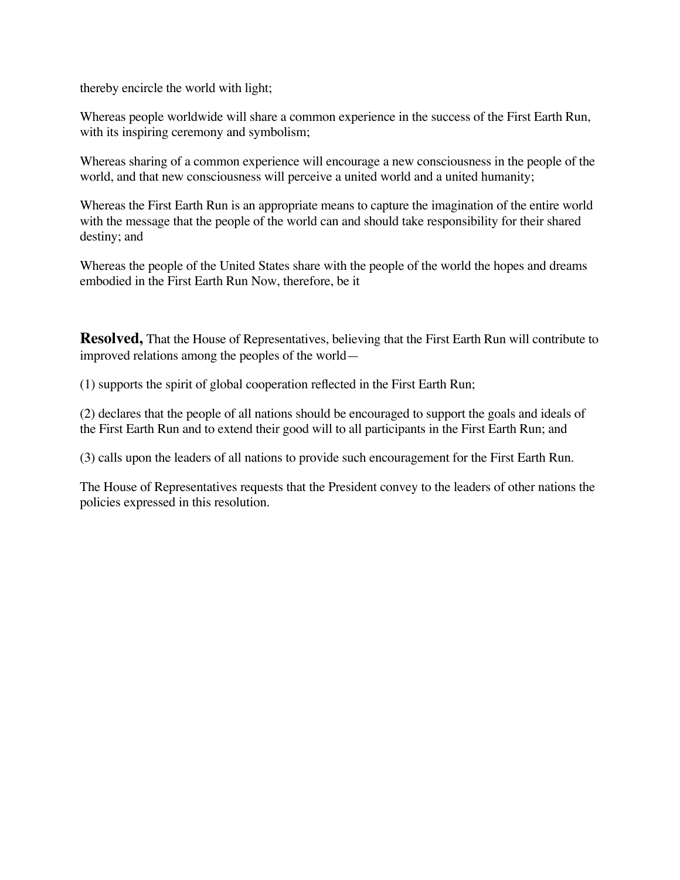thereby encircle the world with light;

Whereas people worldwide will share a common experience in the success of the First Earth Run, with its inspiring ceremony and symbolism;

Whereas sharing of a common experience will encourage a new consciousness in the people of the world, and that new consciousness will perceive a united world and a united humanity;

Whereas the First Earth Run is an appropriate means to capture the imagination of the entire world with the message that the people of the world can and should take responsibility for their shared destiny; and

Whereas the people of the United States share with the people of the world the hopes and dreams embodied in the First Earth Run Now, therefore, be it

**Resolved,** That the House of Representatives, believing that the First Earth Run will contribute to improved relations among the peoples of the world—

(1) supports the spirit of global cooperation reflected in the First Earth Run;

(2) declares that the people of all nations should be encouraged to support the goals and ideals of the First Earth Run and to extend their good will to all participants in the First Earth Run; and

(3) calls upon the leaders of all nations to provide such encouragement for the First Earth Run.

The House of Representatives requests that the President convey to the leaders of other nations the policies expressed in this resolution.